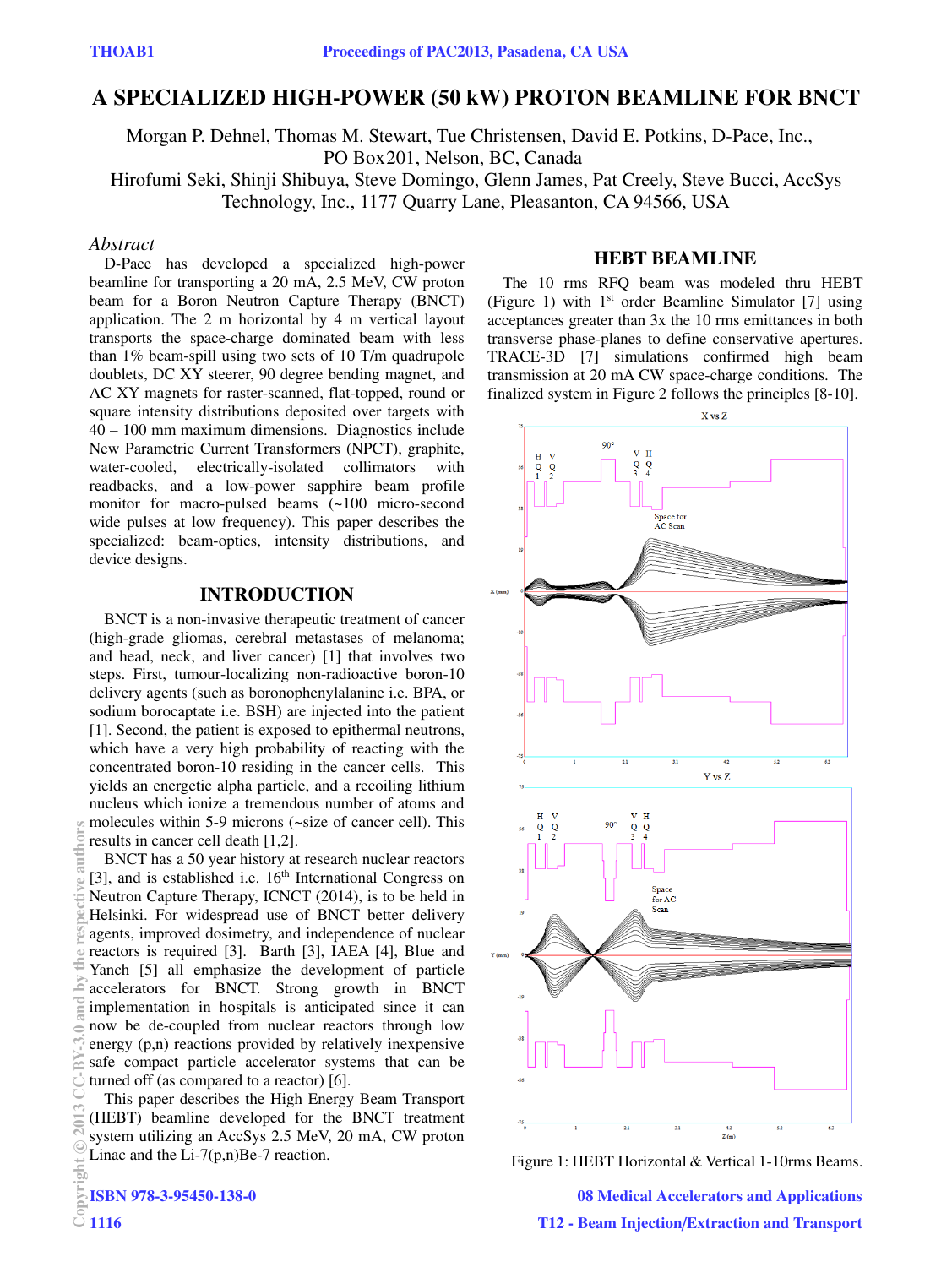# A SPECIALIZED HIGH-POWER (50 kW) PROTON BEAMLINE FOR BNCT

Morgan P. Dehnel, Thomas M. Stewart, Tue Christensen, David E. Potkins, D-Pace, Inc., PO Box201, Nelson, BC, Canada

Hirofumi Seki, Shinji Shibuya, Steve Domingo, Glenn James, Pat Creely, Steve Bucci, AccSys Technology, Inc., 1177 Quarry Lane, Pleasanton, CA 94566, USA

*Abstract*

D-Pace has developed a specialized high-power beamline for transporting a 20 mA, 2.5 MeV, CW proton beam for a Boron Neutron Capture Therapy (BNCT) application. The 2 m horizontal by 4 m vertical layout transports the space-charge dominated beam with less than 1% beam-spill using two sets of 10 T/m quadrupole doublets, DC XY steerer, 90 degree bending magnet, and AC XY magnets for raster-scanned, flat-topped, round or square intensity distributions deposited over targets with 40 – 100 mm maximum dimensions. Diagnostics include New Parametric Current Transformers (NPCT), graphite, water-cooled, electrically-isolated collimators with readbacks, and a low-power sapphire beam profile monitor for macro-pulsed beams (~100 micro-second wide pulses at low frequency). This paper describes the specialized: beam-optics, intensity distributions, and device designs.

## INTRODUCTION

BNCT is a non-invasive therapeutic treatment of cancer (high-grade gliomas, cerebral metastases of melanoma; and head, neck, and liver cancer) [1] that involves two steps. First, tumour-localizing non-radioactive boron-10 delivery agents (such as boronophenylalanine i.e. BPA, or sodium borocaptate i.e. BSH) are injected into the patient [1]. Second, the patient is exposed to epithermal neutrons, which have a very high probability of reacting with the concentrated boron-10 residing in the cancer cells. This yields an energetic alpha particle, and a recoiling lithium nucleus which ionize a tremendous number of atoms and molecules within 5-9 microns (~size of cancer cell). This results in cancer cell death [1,2].

BNCT has a 50 year history at research nuclear reactors [3], and is established i.e. 16th International Congress on Neutron Capture Therapy, ICNCT (2014), is to be held in Helsinki. For widespread use of BNCT better delivery agents, improved dosimetry, and independence of nuclear reactors is required [3]. Barth [3], IAEA [4], Blue and Yanch [5] all emphasize the development of particle accelerators for BNCT. Strong growth in BNCT implementation in hospitals is anticipated since it can now be de-coupled from nuclear reactors through low energy (p,n) reactions provided by relatively inexpensive safe compact particle accelerator systems that can be turned off (as compared to a reactor) [6].

This paper describes the High Energy Beam Transport (HEBT) beamline developed for the BNCT treatment system utilizing an AccSys 2.5 MeV, 20 mA, CW proton Linac and the Li-7(p,n)Be-7 reaction.

## HEBT BEAMLINE

The 10 rms RFQ beam was modeled thru HEBT (Figure 1) with 1st order Beamline Simulator [7] using acceptances greater than 3x the 10 rms emittances in both transverse phase-planes to define conservative apertures. TRACE-3D [7] simulations confirmed high beam transmission at 20 mA CW space-charge conditions. The finalized system in Figure 2 follows the principles [8-10].

Figure 1: HEBT Horizontal & Vertical 1-10rms Beams.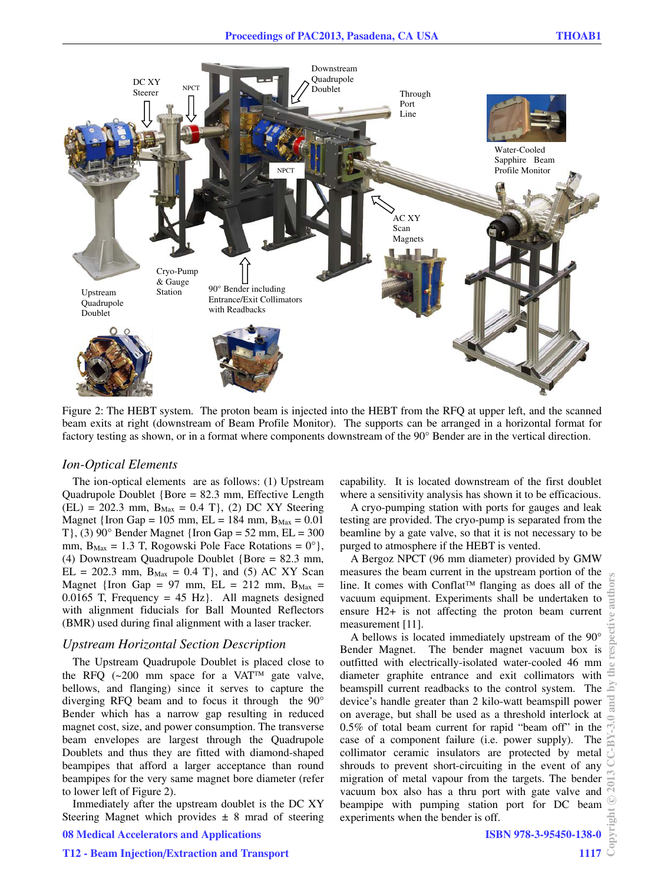Figure 2: The HEBT system. The proton beam is injected into the HEBT from the RFQ at upper left, and the scanned beam exits at right (downstream of Beam Profile Monitor). The supports can be arranged in a horizontal format for factory testing as shown, or in a format where components downstream of the 90° Bender are in the vertical direction.

### *Ion-Optical Elements*

The ion-optical elements are as follows: (1) Upstream Quadrupole Doublet {Bore = 82.3 mm, Effective Length (EL) = 202.3 mm, $B_{Max}$ = 0.4 T}, (2) DC XY Steering Magnet {Iron Gap = 105 mm, EL = 184 mm, $B_{Max}$ = 0.01 T}, (3) 90° Bender Magnet {Iron Gap = 52 mm, EL = 300 mm, $B_{Max}$ = 1.3 T, Rogowski Pole Face Rotations = 0°}, (4) Downstream Quadrupole Doublet {Bore = 82.3 mm, EL = 202.3 mm, $B_{Max}$ = 0.4 T}, and (5) AC XY Scan Magnet {Iron Gap = 97 mm, EL = 212 mm, $B_{Max}$ = 0.0165 T, Frequency = 45 Hz}. All magnets designed with alignment fiducials for Ball Mounted Reflectors (BMR) used during final alignment with a laser tracker.

### *Upstream Horizontal Section Description*

The Upstream Quadrupole Doublet is placed close to the RFQ (~200 mm space for a VAT™ gate valve, bellows, and flanging) since it serves to capture the diverging RFQ beam and to focus it through the 90° Bender which has a narrow gap resulting in reduced magnet cost, size, and power consumption. The transverse beam envelopes are largest through the Quadrupole Doublets and thus they are fitted with diamond-shaped beampipes that afford a larger acceptance than round beampipes for the very same magnet bore diameter (refer to lower left of Figure 2).

Immediately after the upstream doublet is the DC XY Steering Magnet which provides ± 8 mrad of steering capability. It is located downstream of the first doublet where a sensitivity analysis has shown it to be efficacious.

A cryo-pumping station with ports for gauges and leak testing are provided. The cryo-pump is separated from the beamline by a gate valve, so that it is not necessary to be purged to atmosphere if the HEBT is vented.

A Bergoz NPCT (96 mm diameter) provided by GMW measures the beam current in the upstream portion of the line. It comes with Conflat™ flanging as does all of the vacuum equipment. Experiments shall be undertaken to ensure H2+ is not affecting the proton beam current measurement [11].

A bellows is located immediately upstream of the 90° Bender Magnet. The bender magnet vacuum box is outfitted with electrically-isolated water-cooled 46 mm diameter graphite entrance and exit collimators with beamspill current readbacks to the control system. The device's handle greater than 2 kilo-watt beamspill power on average, but shall be used as a threshold interlock at 0.5% of total beam current for rapid "beam off" in the case of a component failure (i.e. power supply). The collimator ceramic insulators are protected by metal shrouds to prevent short-circuiting in the event of any migration of metal vapour from the targets. The bender vacuum box also has a thru port with gate valve and beampipe with pumping station port for DC beam experiments when the bender is off.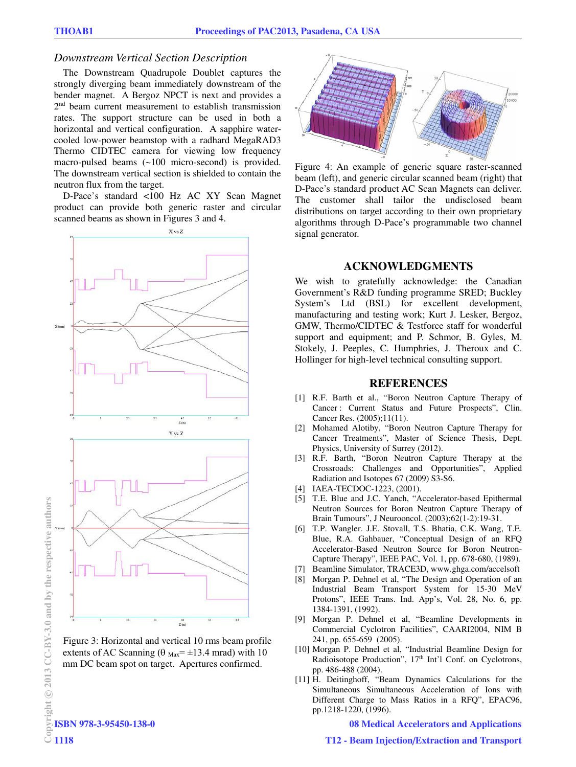### *Downstream Vertical Section Description*

The Downstream Quadrupole Doublet captures the strongly diverging beam immediately downstream of the bender magnet. A Bergoz NPCT is next and provides a 2nd beam current measurement to establish transmission rates. The support structure can be used in both a horizontal and vertical configuration. A sapphire water-cooled low-power beamstop with a radhard MegaRAD3 Thermo CIDTEC camera for viewing low frequency macro-pulsed beams (~100 micro-second) is provided. The downstream vertical section is shielded to contain the neutron flux from the target.

D-Pace's standard <100 Hz AC XY Scan Magnet product can provide both generic raster and circular scanned beams as shown in Figures 3 and 4.

X vs Z

X (mm)

Z (m)

Y vs Z

Y (mm)

Z (m)

Figure 3: Horizontal and vertical 10 rms beam profile extents of AC Scanning ($\theta_{Max}$= ±13.4 mrad) with 10 mm DC beam spot on target. Apertures confirmed.

Figure 4: An example of generic square raster-scanned beam (left), and generic circular scanned beam (right) that D-Pace's standard product AC Scan Magnets can deliver. The customer shall tailor the undisclosed beam distributions on target according to their own proprietary algorithms through D-Pace's programmable two channel signal generator.

## ACKNOWLEDGMENTS

We wish to gratefully acknowledge: the Canadian Government's R&D funding programme SRED; Buckley System's Ltd (BSL) for excellent development, manufacturing and testing work; Kurt J. Lesker, Bergoz, GMW, Thermo/CIDTEC & Testforce staff for wonderful support and equipment; and P. Schmor, B. Gyles, M. Stokely, J. Peeples, C. Humphries, J. Theroux and C. Hollinger for high-level technical consulting support.

## REFERENCES

[1] R.F. Barth et al., "Boron Neutron Capture Therapy of Cancer : Current Status and Future Prospects", Clin. Cancer Res. (2005);11(11).

[2] Mohamed Alotiby, "Boron Neutron Capture Therapy for Cancer Treatments", Master of Science Thesis, Dept. Physics, University of Surrey (2012).

[3] R.F. Barth, "Boron Neutron Capture Therapy at the Crossroads: Challenges and Opportunities", Applied Radiation and Isotopes 67 (2009) S3-S6.

[4] IAEA-TECDOC-1223, (2001).

[5] T.E. Blue and J.C. Yanch, "Accelerator-based Epithermal Neutron Sources for Boron Neutron Capture Therapy of Brain Tumours", J Neurooncol. (2003);62(1-2):19-31.

[6] T.P. Wangler. J.E. Stovall, T.S. Bhatia, C.K. Wang, T.E. Blue, R.A. Gahbauer, "Conceptual Design of an RFQ Accelerator-Based Neutron Source for Boron Neutron-Capture Therapy", IEEE PAC, Vol. 1, pp. 678-680, (1989).

[7] Beamline Simulator, TRACE3D, www.ghga.com/accelsoft

[8] Morgan P. Dehnel et al, "The Design and Operation of an Industrial Beam Transport System for 15-30 MeV Protons", IEEE Trans. Ind. App's, Vol. 28, No. 6, pp. 1384-1391, (1992).

[9] Morgan P. Dehnel et al, "Beamline Developments in Commercial Cyclotron Facilities", CAARI2004, NIM B 241, pp. 655-659 (2005).

[10] Morgan P. Dehnel et al, "Industrial Beamline Design for Radioisotope Production", 17th Int'l Conf. on Cyclotrons, pp. 486-488 (2004).

[11] H. Deitinghoff, "Beam Dynamics Calculations for the Simultaneous Simultaneous Acceleration of Ions with Different Charge to Mass Ratios in a RFQ", EPAC96, pp.1218-1220, (1996).